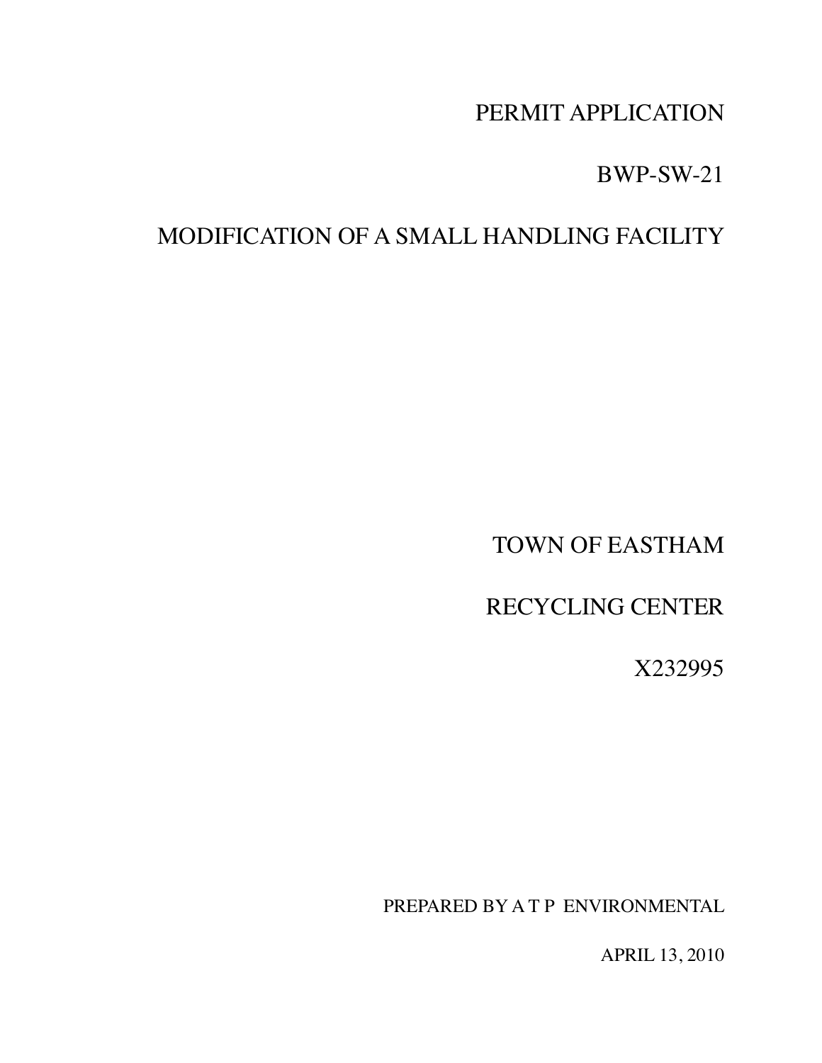# PERMIT APPLICATION

# BWP-SW-21

# MODIFICATION OF A SMALL HANDLING FACILITY

TOWN OF EASTHAM

RECYCLING CENTER

X232995

PREPARED BY A T P ENVIRONMENTAL

APRIL 13, 2010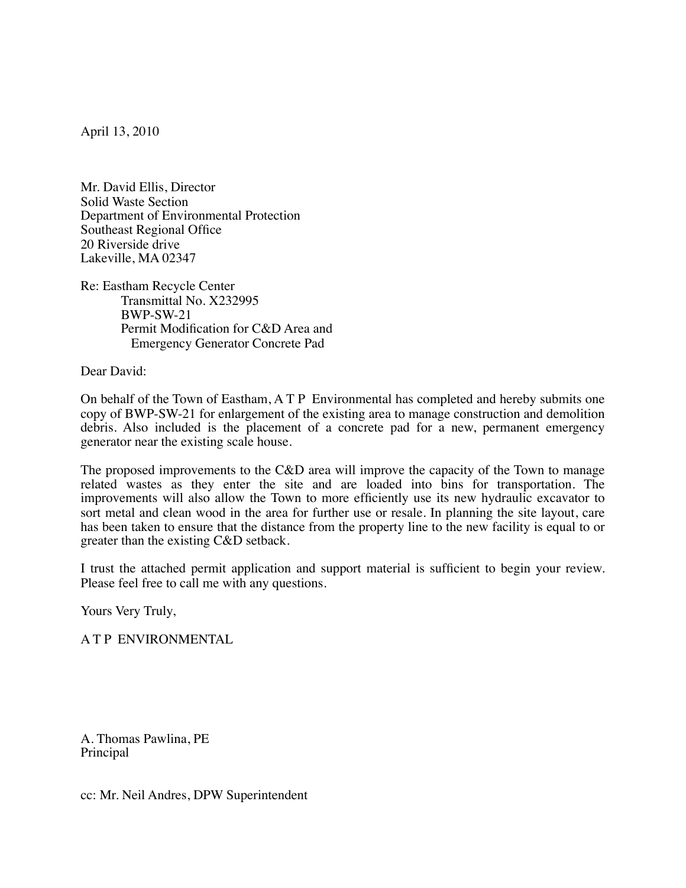April 13, 2010

Mr. David Ellis, Director
Solid Waste Section
Department of Environmental Protection
Southeast Regional Office
20 Riverside drive
Lakeville, MA 02347

Re: Eastham Recycle Center
Transmittal No. X232995
BWP-SW-21
Permit Modification for C&D Area and
Emergency Generator Concrete Pad

Dear David:

On behalf of the Town of Eastham, A T P Environmental has completed and hereby submits one copy of BWP-SW-21 for enlargement of the existing area to manage construction and demolition debris. Also included is the placement of a concrete pad for a new, permanent emergency generator near the existing scale house.

The proposed improvements to the C&D area will improve the capacity of the Town to manage related wastes as they enter the site and are loaded into bins for transportation. The improvements will also allow the Town to more efficiently use its new hydraulic excavator to sort metal and clean wood in the area for further use or resale. In planning the site layout, care has been taken to ensure that the distance from the property line to the new facility is equal to or greater than the existing C&D setback.

I trust the attached permit application and support material is sufficient to begin your review. Please feel free to call me with any questions.

Yours Very Truly,

A T P ENVIRONMENTAL

A. Thomas Pawlina, PE
Principal

cc: Mr. Neil Andres, DPW Superintendent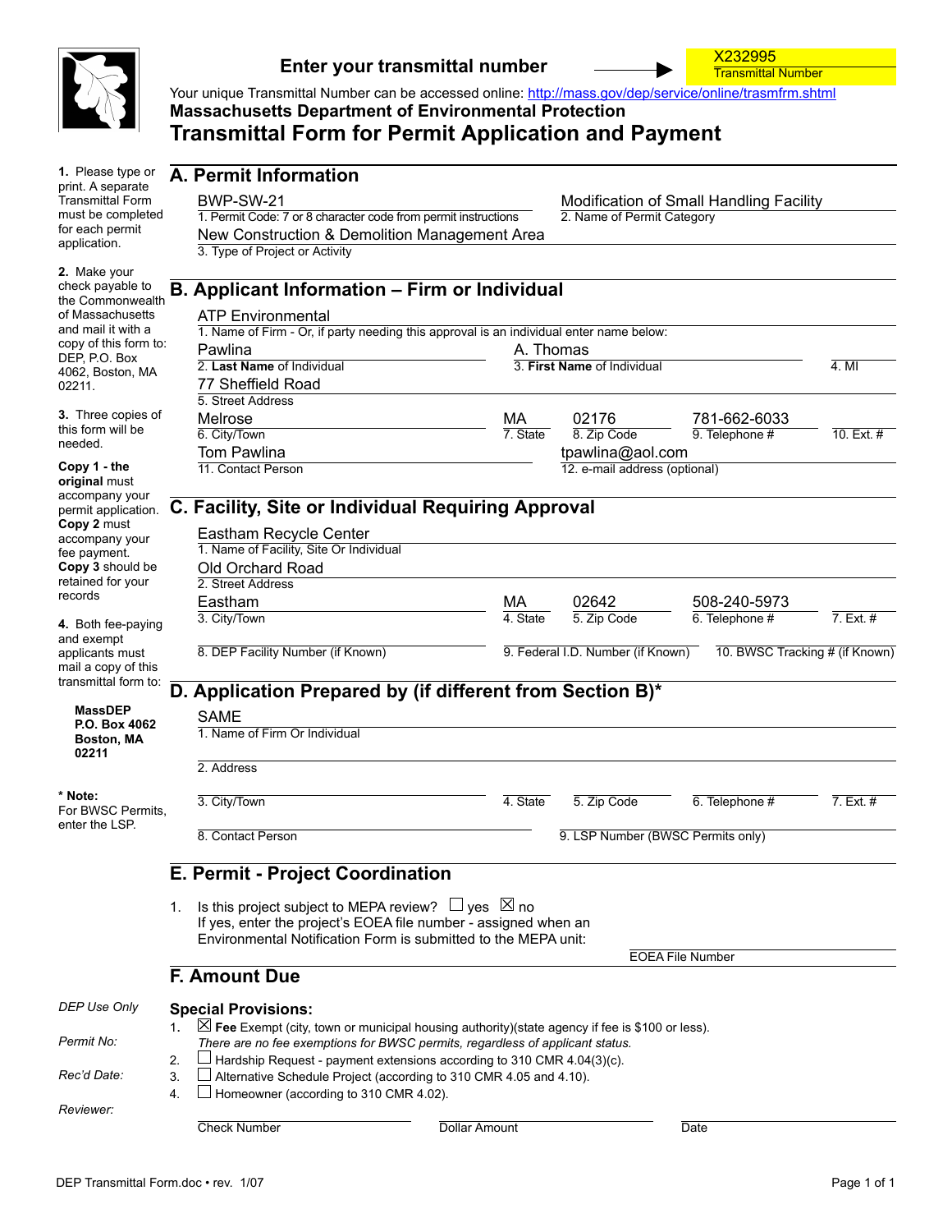**Enter your transmittal number** → X232995
Transmittal Number

Your unique Transmittal Number can be accessed online: http://mass.gov/dep/service/online/trasmfrm.shtml

**Massachusetts Department of Environmental Protection**

# Transmittal Form for Permit Application and Payment

**1.** Please type or print. A separate Transmittal Form must be completed for each permit application.

**2.** Make your check payable to the Commonwealth of Massachusetts and mail it with a copy of this form to: DEP, P.O. Box 4062, Boston, MA 02211.

**3.** Three copies of this form will be needed.

**Copy 1 - the original** must accompany your permit application. **Copy 2** must accompany your fee payment. **Copy 3** should be retained for your records

**4.** Both fee-paying and exempt applicants must mail a copy of this transmittal form to:

**MassDEP**
**P.O. Box 4062**
**Boston, MA 02211**

**\* Note:** For BWSC Permits, enter the LSP.

## A. Permit Information

BWP-SW-21
1. Permit Code: 7 or 8 character code from permit instructions

Modification of Small Handling Facility
2. Name of Permit Category

New Construction & Demolition Management Area
3. Type of Project or Activity

## B. Applicant Information – Firm or Individual

ATP Environmental
1. Name of Firm - Or, if party needing this approval is an individual enter name below:

Pawlina
2. **Last Name** of Individual

A. Thomas
3. **First Name** of Individual

4. MI

77 Sheffield Road
5. Street Address

Melrose
6. City/Town

MA
7. State

02176
8. Zip Code

781-662-6033
9. Telephone #

10. Ext. #

Tom Pawlina
11. Contact Person

tpawlina@aol.com
12. e-mail address (optional)

## C. Facility, Site or Individual Requiring Approval

Eastham Recycle Center
1. Name of Facility, Site Or Individual

Old Orchard Road
2. Street Address

Eastham
3. City/Town

MA
4. State

02642
5. Zip Code

508-240-5973
6. Telephone #

7. Ext. #

8. DEP Facility Number (if Known)

9. Federal I.D. Number (if Known)

10. BWSC Tracking # (if Known)

## D. Application Prepared by (if different from Section B)*

SAME
1. Name of Firm Or Individual

2. Address

3. City/Town

4. State

5. Zip Code

6. Telephone #

7. Ext. #

8. Contact Person

9. LSP Number (BWSC Permits only)

## E. Permit - Project Coordination

1. Is this project subject to MEPA review? ☐ yes ☒ no
   If yes, enter the project's EOEA file number - assigned when an Environmental Notification Form is submitted to the MEPA unit:

   EOEA File Number

## F. Amount Due

*DEP Use Only*

*Permit No:*

*Rec'd Date:*

*Reviewer:*

**Special Provisions:**

1. ☒ **Fee** Exempt (city, town or municipal housing authority)(state agency if fee is $100 or less).
   *There are no fee exemptions for BWSC permits, regardless of applicant status.*
2. ☐ Hardship Request - payment extensions according to 310 CMR 4.04(3)(c).
3. ☐ Alternative Schedule Project (according to 310 CMR 4.05 and 4.10).
4. ☐ Homeowner (according to 310 CMR 4.02).

Check Number

Dollar Amount

Date

DEP Transmittal Form.doc • rev. 1/07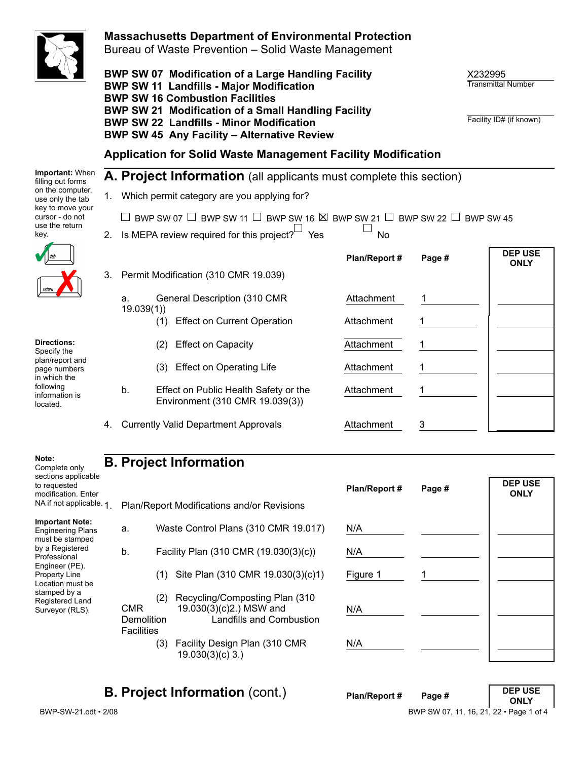# Massachusetts Department of Environmental Protection

Bureau of Waste Prevention – Solid Waste Management

**BWP SW 07 Modification of a Large Handling Facility**
**BWP SW 11 Landfills - Major Modification**
**BWP SW 16 Combustion Facilities**
**BWP SW 21 Modification of a Small Handling Facility**
**BWP SW 22 Landfills - Minor Modification**
**BWP SW 45 Any Facility – Alternative Review**

X232995
Transmittal Number

Facility ID# (if known)

## Application for Solid Waste Management Facility Modification

**Important:** When filling out forms on the computer, use only the tab key to move your cursor - do not use the return key.

## A. Project Information (all applicants must complete this section)

1. Which permit category are you applying for?

☐ BWP SW 07 ☐ BWP SW 11 ☐ BWP SW 16 ☒ BWP SW 21 ☐ BWP SW 22 ☐ BWP SW 45

2. Is MEPA review required for this project? ☐ Yes ☐ No

**Directions:** Specify the plan/report and page numbers in which the following information is located.

| | Plan/Report # | Page # | DEP USE ONLY |
|---|---|---|---|
| 3. Permit Modification (310 CMR 19.039) | | | |
| a. General Description (310 CMR 19.039(1)) | Attachment | 1 | |
| (1) Effect on Current Operation | Attachment | 1 | |
| (2) Effect on Capacity | Attachment | 1 | |
| (3) Effect on Operating Life | Attachment | 1 | |
| b. Effect on Public Health Safety or the Environment (310 CMR 19.039(3)) | Attachment | 1 | |
| 4. Currently Valid Department Approvals | Attachment | 3 | |

## B. Project Information

**Note:** Complete only sections applicable to requested modification. Enter NA if not applicable.

**Important Note:** Engineering Plans must be stamped by a Registered Professional Engineer (PE). Property Line Location must be stamped by a Registered Land Surveyor (RLS).

| | Plan/Report # | Page # | DEP USE ONLY |
|---|---|---|---|
| 1. Plan/Report Modifications and/or Revisions | | | |
| a. Waste Control Plans (310 CMR 19.017) | N/A | | |
| b. Facility Plan (310 CMR (19.030(3)(c)) | N/A | | |
| (1) Site Plan (310 CMR 19.030(3)(c)1) | Figure 1 | 1 | |
| (2) Recycling/Composting Plan (310 CMR 19.030(3)(c)2.) MSW and Demolition Landfills and Combustion Facilities | N/A | | |
| (3) Facility Design Plan (310 CMR 19.030(3)(c) 3.) | N/A | | |

## B. Project Information (cont.)

| Plan/Report # | Page # | DEP USE ONLY |
|---|---|---|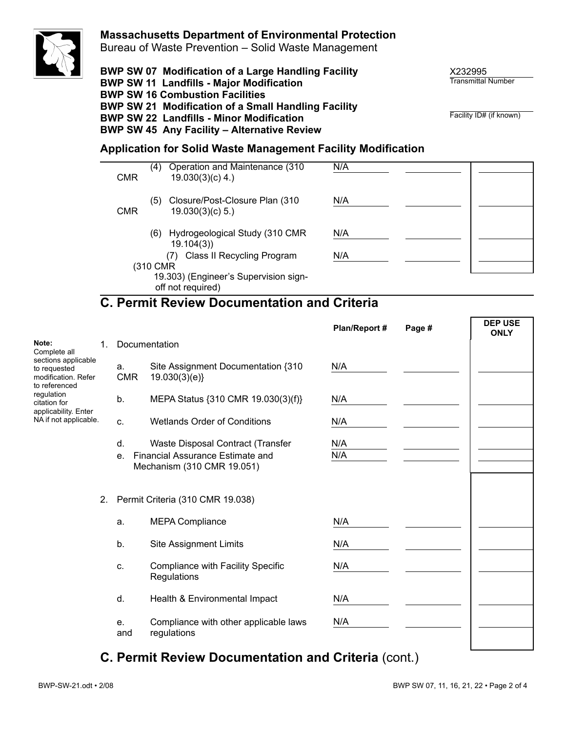# Massachusetts Department of Environmental Protection

Bureau of Waste Prevention – Solid Waste Management

**BWP SW 07 Modification of a Large Handling Facility**
**BWP SW 11 Landfills - Major Modification**
**BWP SW 16 Combustion Facilities**
**BWP SW 21 Modification of a Small Handling Facility**
**BWP SW 22 Landfills - Minor Modification**
**BWP SW 45 Any Facility – Alternative Review**

X232995
Transmittal Number

Facility ID# (if known)

## Application for Solid Waste Management Facility Modification

| | Plan/Report # | Page # | DEP USE ONLY |
|---|---|---|---|
| (4) Operation and Maintenance (310 CMR 19.030(3)(c) 4.) | N/A | | |
| (5) Closure/Post-Closure Plan (310 CMR 19.030(3)(c) 5.) | N/A | | |
| (6) Hydrogeological Study (310 CMR 19.104(3)) | N/A | | |
| (7) Class II Recycling Program (310 CMR 19.303) (Engineer's Supervision sign-off not required) | N/A | | |

## C. Permit Review Documentation and Criteria

**Note:** Complete all sections applicable to requested modification. Refer to referenced regulation citation for applicability. Enter NA if not applicable.

| | Plan/Report # | Page # | DEP USE ONLY |
|---|---|---|---|
| 1. Documentation | | | |
| a. Site Assignment Documentation {310 CMR 19.030(3)(e)} | N/A | | |
| b. MEPA Status {310 CMR 19.030(3)(f)} | N/A | | |
| c. Wetlands Order of Conditions | N/A | | |
| d. Waste Disposal Contract (Transfer | N/A | | |
| e. Financial Assurance Estimate and Mechanism (310 CMR 19.051) | N/A | | |
| 2. Permit Criteria (310 CMR 19.038) | | | |
| a. MEPA Compliance | N/A | | |
| b. Site Assignment Limits | N/A | | |
| c. Compliance with Facility Specific Regulations | N/A | | |
| d. Health & Environmental Impact | N/A | | |
| e. Compliance with other applicable laws and regulations | N/A | | |

## C. Permit Review Documentation and Criteria (cont.)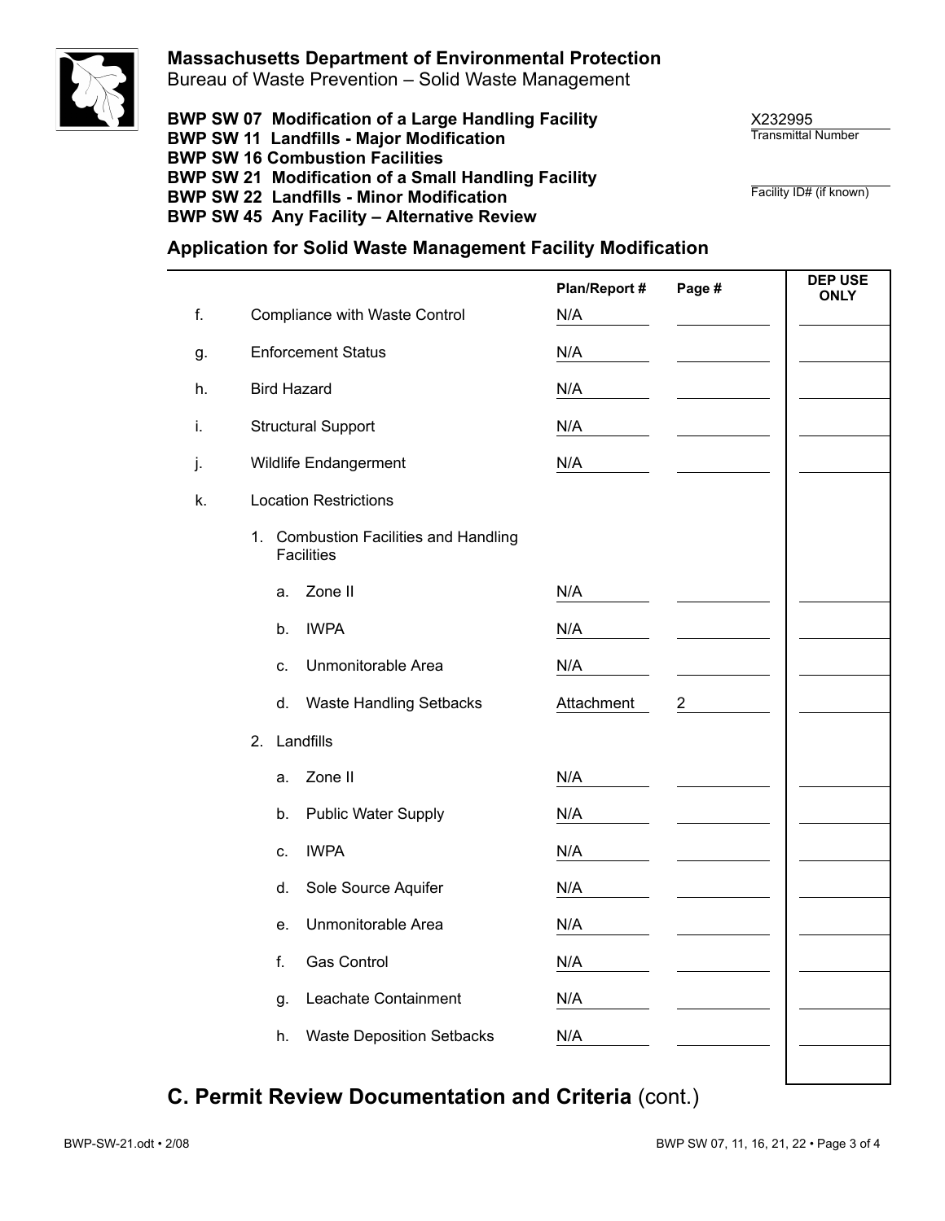**Massachusetts Department of Environmental Protection**
Bureau of Waste Prevention – Solid Waste Management

**BWP SW 07 Modification of a Large Handling Facility**
**BWP SW 11 Landfills - Major Modification**
**BWP SW 16 Combustion Facilities**
**BWP SW 21 Modification of a Small Handling Facility**
**BWP SW 22 Landfills - Minor Modification**
**BWP SW 45 Any Facility – Alternative Review**

X232995
Transmittal Number

Facility ID# (if known)

## Application for Solid Waste Management Facility Modification

| | | Plan/Report # | Page # | DEP USE ONLY |
|---|---|---|---|---|
| f. | Compliance with Waste Control | N/A | | |
| g. | Enforcement Status | N/A | | |
| h. | Bird Hazard | N/A | | |
| i. | Structural Support | N/A | | |
| j. | Wildlife Endangerment | N/A | | |
| k. | Location Restrictions | | | |
| | 1. Combustion Facilities and Handling Facilities | | | |
| | a. Zone II | N/A | | |
| | b. IWPA | N/A | | |
| | c. Unmonitorable Area | N/A | | |
| | d. Waste Handling Setbacks | Attachment | 2 | |
| | 2. Landfills | | | |
| | a. Zone II | N/A | | |
| | b. Public Water Supply | N/A | | |
| | c. IWPA | N/A | | |
| | d. Sole Source Aquifer | N/A | | |
| | e. Unmonitorable Area | N/A | | |
| | f. Gas Control | N/A | | |
| | g. Leachate Containment | N/A | | |
| | h. Waste Deposition Setbacks | N/A | | |

## C. Permit Review Documentation and Criteria (cont.)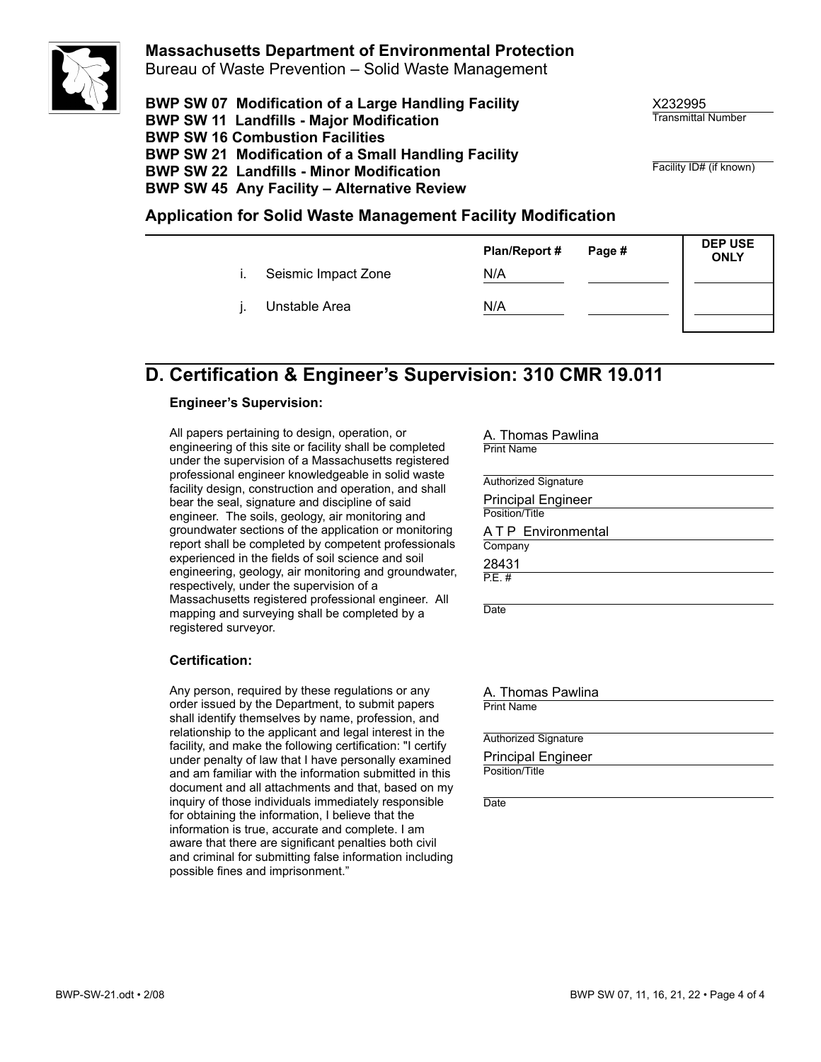**Massachusetts Department of Environmental Protection**
Bureau of Waste Prevention – Solid Waste Management

**BWP SW 07 Modification of a Large Handling Facility**
**BWP SW 11 Landfills - Major Modification**
**BWP SW 16 Combustion Facilities**
**BWP SW 21 Modification of a Small Handling Facility**
**BWP SW 22 Landfills - Minor Modification**
**BWP SW 45 Any Facility – Alternative Review**

X232995
Transmittal Number

Facility ID# (if known)

## Application for Solid Waste Management Facility Modification

| | | Plan/Report # | Page # | DEP USE ONLY |
|---|---|---|---|---|
| i. | Seismic Impact Zone | N/A | | |
| j. | Unstable Area | N/A | | |

## D. Certification & Engineer's Supervision: 310 CMR 19.011

**Engineer's Supervision:**

All papers pertaining to design, operation, or engineering of this site or facility shall be completed under the supervision of a Massachusetts registered professional engineer knowledgeable in solid waste facility design, construction and operation, and shall bear the seal, signature and discipline of said engineer. The soils, geology, air monitoring and groundwater sections of the application or monitoring report shall be completed by competent professionals experienced in the fields of soil science and soil engineering, geology, air monitoring and groundwater, respectively, under the supervision of a Massachusetts registered professional engineer. All mapping and surveying shall be completed by a registered surveyor.

A. Thomas Pawlina
Print Name

Authorized Signature

Principal Engineer
Position/Title

A T P Environmental
Company

28431
P.E. #

Date

**Certification:**

Any person, required by these regulations or any order issued by the Department, to submit papers shall identify themselves by name, profession, and relationship to the applicant and legal interest in the facility, and make the following certification: "I certify under penalty of law that I have personally examined and am familiar with the information submitted in this document and all attachments and that, based on my inquiry of those individuals immediately responsible for obtaining the information, I believe that the information is true, accurate and complete. I am aware that there are significant penalties both civil and criminal for submitting false information including possible fines and imprisonment."

A. Thomas Pawlina
Print Name

Authorized Signature

Principal Engineer
Position/Title

Date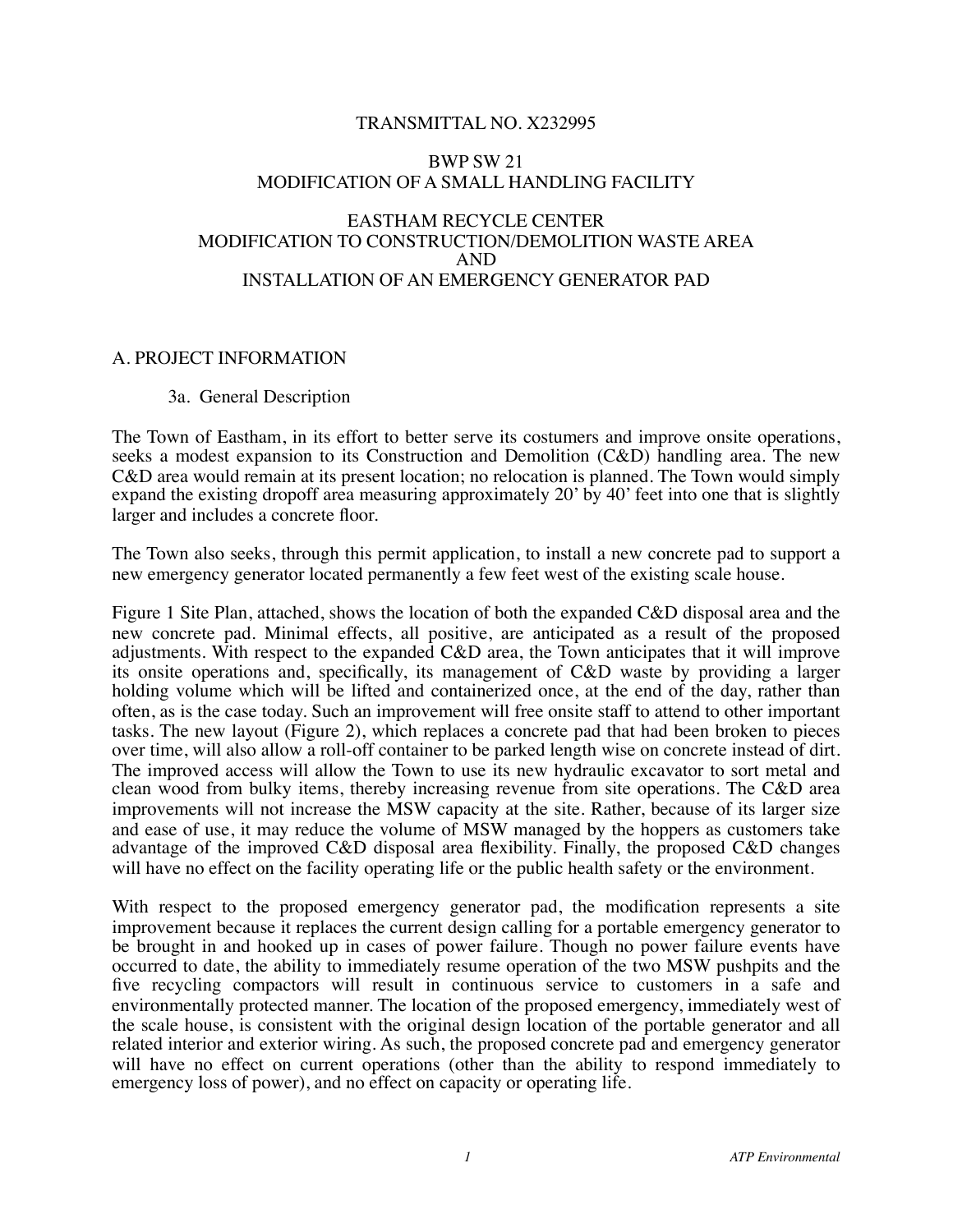TRANSMITTAL NO. X232995

BWP SW 21
MODIFICATION OF A SMALL HANDLING FACILITY

EASTHAM RECYCLE CENTER
MODIFICATION TO CONSTRUCTION/DEMOLITION WASTE AREA
AND
INSTALLATION OF AN EMERGENCY GENERATOR PAD

## A. PROJECT INFORMATION

### 3a. General Description

The Town of Eastham, in its effort to better serve its costumers and improve onsite operations, seeks a modest expansion to its Construction and Demolition (C&D) handling area. The new C&D area would remain at its present location; no relocation is planned. The Town would simply expand the existing dropoff area measuring approximately 20' by 40' feet into one that is slightly larger and includes a concrete floor.

The Town also seeks, through this permit application, to install a new concrete pad to support a new emergency generator located permanently a few feet west of the existing scale house.

Figure 1 Site Plan, attached, shows the location of both the expanded C&D disposal area and the new concrete pad. Minimal effects, all positive, are anticipated as a result of the proposed adjustments. With respect to the expanded C&D area, the Town anticipates that it will improve its onsite operations and, specifically, its management of C&D waste by providing a larger holding volume which will be lifted and containerized once, at the end of the day, rather than often, as is the case today. Such an improvement will free onsite staff to attend to other important tasks. The new layout (Figure 2), which replaces a concrete pad that had been broken to pieces over time, will also allow a roll-off container to be parked length wise on concrete instead of dirt. The improved access will allow the Town to use its new hydraulic excavator to sort metal and clean wood from bulky items, thereby increasing revenue from site operations. The C&D area improvements will not increase the MSW capacity at the site. Rather, because of its larger size and ease of use, it may reduce the volume of MSW managed by the hoppers as customers take advantage of the improved C&D disposal area flexibility. Finally, the proposed C&D changes will have no effect on the facility operating life or the public health safety or the environment.

With respect to the proposed emergency generator pad, the modification represents a site improvement because it replaces the current design calling for a portable emergency generator to be brought in and hooked up in cases of power failure. Though no power failure events have occurred to date, the ability to immediately resume operation of the two MSW pushpits and the five recycling compactors will result in continuous service to customers in a safe and environmentally protected manner. The location of the proposed emergency, immediately west of the scale house, is consistent with the original design location of the portable generator and all related interior and exterior wiring. As such, the proposed concrete pad and emergency generator will have no effect on current operations (other than the ability to respond immediately to emergency loss of power), and no effect on capacity or operating life.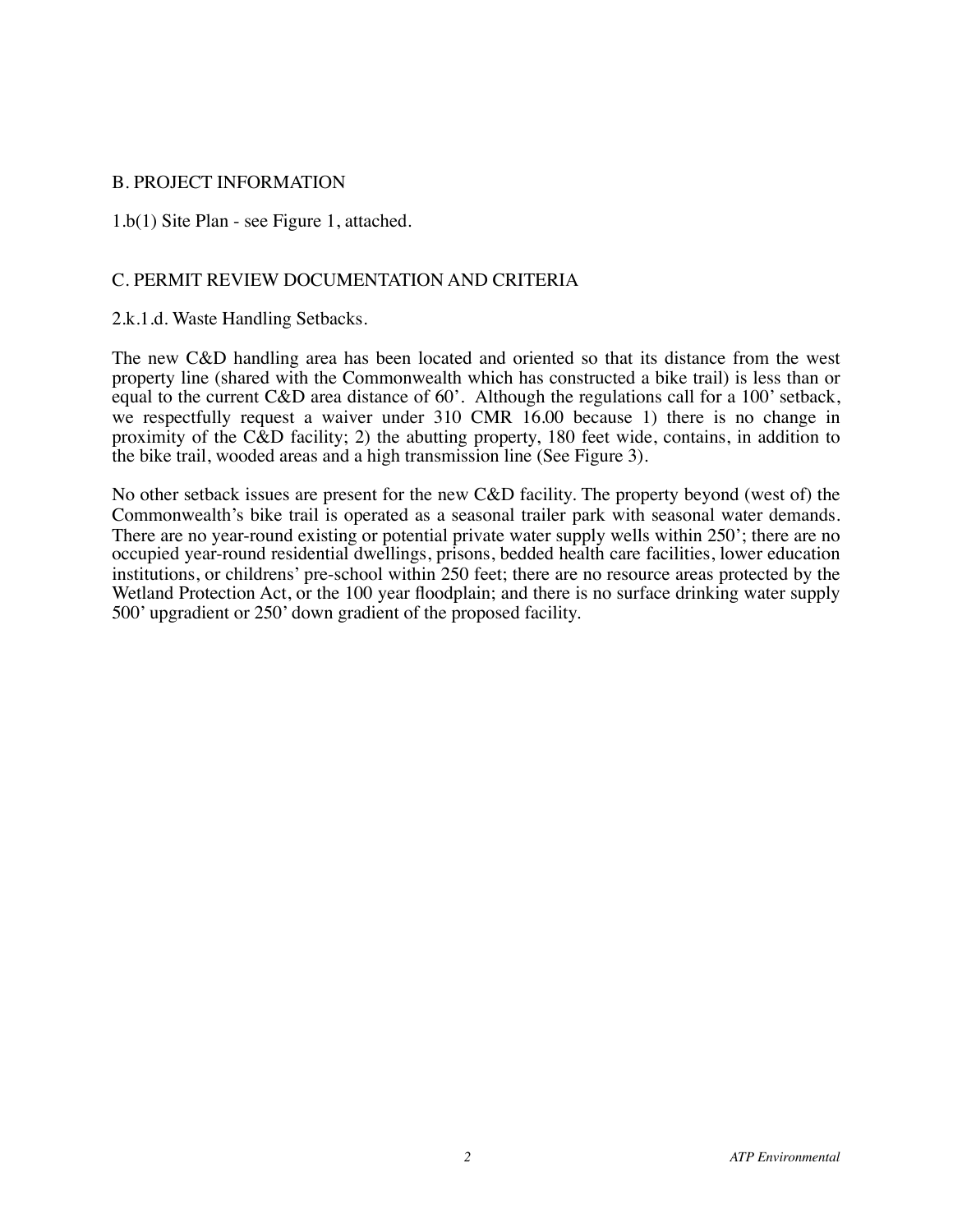## B. PROJECT INFORMATION

1.b(1) Site Plan - see Figure 1, attached.

## C. PERMIT REVIEW DOCUMENTATION AND CRITERIA

2.k.1.d. Waste Handling Setbacks.

The new C&D handling area has been located and oriented so that its distance from the west property line (shared with the Commonwealth which has constructed a bike trail) is less than or equal to the current C&D area distance of 60'. Although the regulations call for a 100' setback, we respectfully request a waiver under 310 CMR 16.00 because 1) there is no change in proximity of the C&D facility; 2) the abutting property, 180 feet wide, contains, in addition to the bike trail, wooded areas and a high transmission line (See Figure 3).

No other setback issues are present for the new C&D facility. The property beyond (west of) the Commonwealth's bike trail is operated as a seasonal trailer park with seasonal water demands. There are no year-round existing or potential private water supply wells within 250'; there are no occupied year-round residential dwellings, prisons, bedded health care facilities, lower education institutions, or childrens' pre-school within 250 feet; there are no resource areas protected by the Wetland Protection Act, or the 100 year floodplain; and there is no surface drinking water supply 500' upgradient or 250' down gradient of the proposed facility.